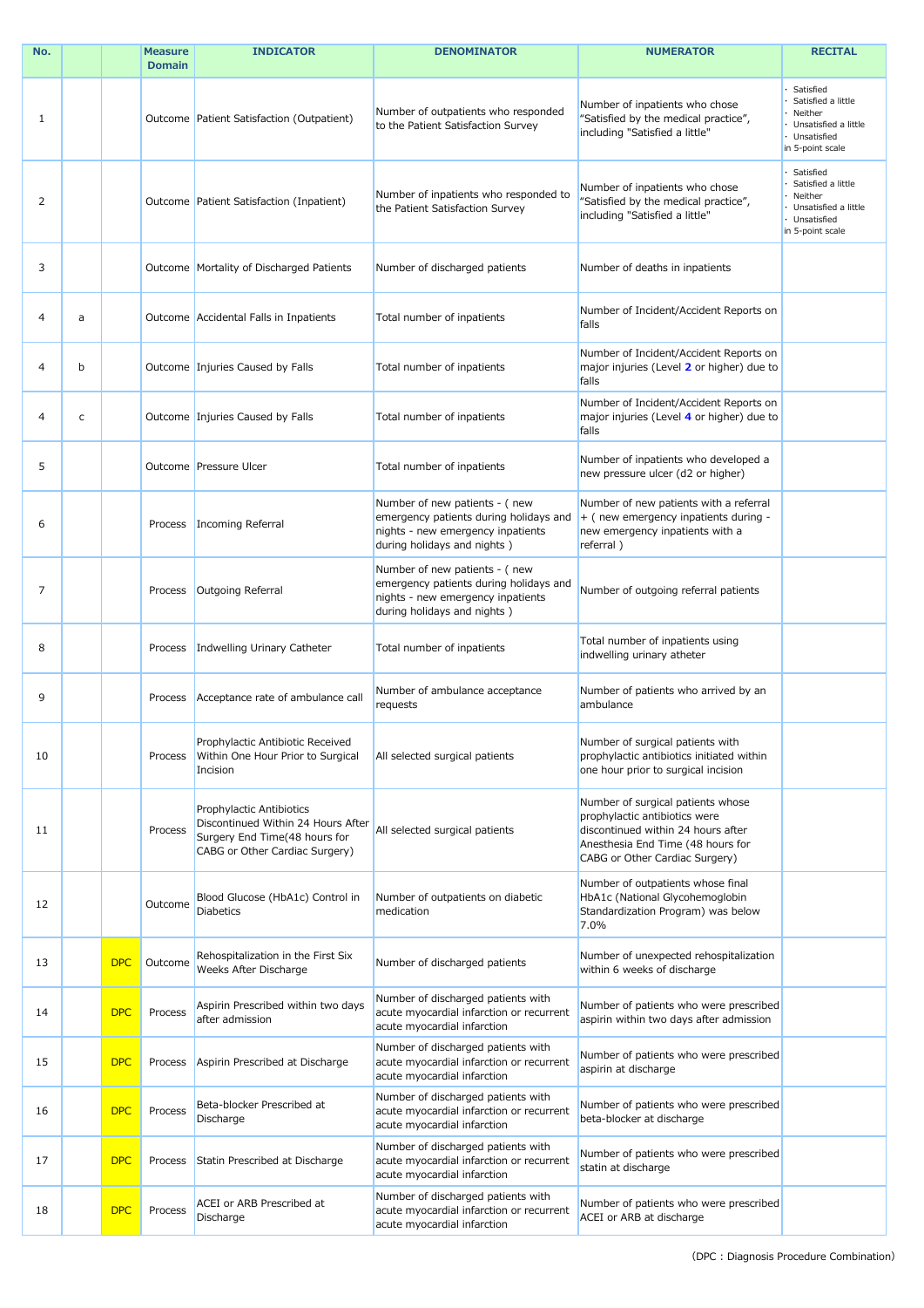| No. | | | Measure Domain | INDICATOR | DENOMINATOR | NUMERATOR | RECITAL |
|---|---|---|---|---|---|---|---|
| 1 | | | Outcome | Patient Satisfaction (Outpatient) | Number of outpatients who responded to the Patient Satisfaction Survey | Number of inpatients who chose "Satisfied by the medical practice", including "Satisfied a little" | · Satisfied<br>· Satisfied a little<br>· Neither<br>· Unsatisfied a little<br>· Unsatisfied<br>in 5-point scale |
| 2 | | | Outcome | Patient Satisfaction (Inpatient) | Number of inpatients who responded to the Patient Satisfaction Survey | Number of inpatients who chose "Satisfied by the medical practice", including "Satisfied a little" | · Satisfied<br>· Satisfied a little<br>· Neither<br>· Unsatisfied a little<br>· Unsatisfied<br>in 5-point scale |
| 3 | | | Outcome | Mortality of Discharged Patients | Number of discharged patients | Number of deaths in inpatients | |
| 4 | a | | Outcome | Accidental Falls in Inpatients | Total number of inpatients | Number of Incident/Accident Reports on falls | |
| 4 | b | | Outcome | Injuries Caused by Falls | Total number of inpatients | Number of Incident/Accident Reports on major injuries (Level **2** or higher) due to falls | |
| 4 | c | | Outcome | Injuries Caused by Falls | Total number of inpatients | Number of Incident/Accident Reports on major injuries (Level **4** or higher) due to falls | |
| 5 | | | Outcome | Pressure Ulcer | Total number of inpatients | Number of inpatients who developed a new pressure ulcer (d2 or higher) | |
| 6 | | | Process | Incoming Referral | Number of new patients - ( new emergency patients during holidays and nights - new emergency inpatients during holidays and nights ) | Number of new patients with a referral + ( new emergency inpatients during - new emergency inpatients with a referral ) | |
| 7 | | | Process | Outgoing Referral | Number of new patients - ( new emergency patients during holidays and nights - new emergency inpatients during holidays and nights ) | Number of outgoing referral patients | |
| 8 | | | Process | Indwelling Urinary Catheter | Total number of inpatients | Total number of inpatients using indwelling urinary atheter | |
| 9 | | | Process | Acceptance rate of ambulance call | Number of ambulance acceptance requests | Number of patients who arrived by an ambulance | |
| 10 | | | Process | Prophylactic Antibiotic Received Within One Hour Prior to Surgical Incision | All selected surgical patients | Number of surgical patients with prophylactic antibiotics initiated within one hour prior to surgical incision | |
| 11 | | | Process | Prophylactic Antibiotics Discontinued Within 24 Hours After Surgery End Time(48 hours for CABG or Other Cardiac Surgery) | All selected surgical patients | Number of surgical patients whose prophylactic antibiotics were discontinued within 24 hours after Anesthesia End Time (48 hours for CABG or Other Cardiac Surgery) | |
| 12 | | | Outcome | Blood Glucose (HbA1c) Control in Diabetics | Number of outpatients on diabetic medication | Number of outpatients whose final HbA1c (National Glycohemoglobin Standardization Program) was below 7.0% | |
| 13 | | DPC | Outcome | Rehospitalization in the First Six Weeks After Discharge | Number of discharged patients | Number of unexpected rehospitalization within 6 weeks of discharge | |
| 14 | | DPC | Process | Aspirin Prescribed within two days after admission | Number of discharged patients with acute myocardial infarction or recurrent acute myocardial infarction | Number of patients who were prescribed aspirin within two days after admission | |
| 15 | | DPC | Process | Aspirin Prescribed at Discharge | Number of discharged patients with acute myocardial infarction or recurrent acute myocardial infarction | Number of patients who were prescribed aspirin at discharge | |
| 16 | | DPC | Process | Beta-blocker Prescribed at Discharge | Number of discharged patients with acute myocardial infarction or recurrent acute myocardial infarction | Number of patients who were prescribed beta-blocker at discharge | |
| 17 | | DPC | Process | Statin Prescribed at Discharge | Number of discharged patients with acute myocardial infarction or recurrent acute myocardial infarction | Number of patients who were prescribed statin at discharge | |
| 18 | | DPC | Process | ACEI or ARB Prescribed at Discharge | Number of discharged patients with acute myocardial infarction or recurrent acute myocardial infarction | Number of patients who were prescribed ACEI or ARB at discharge | |

（DPC：Diagnosis Procedure Combination）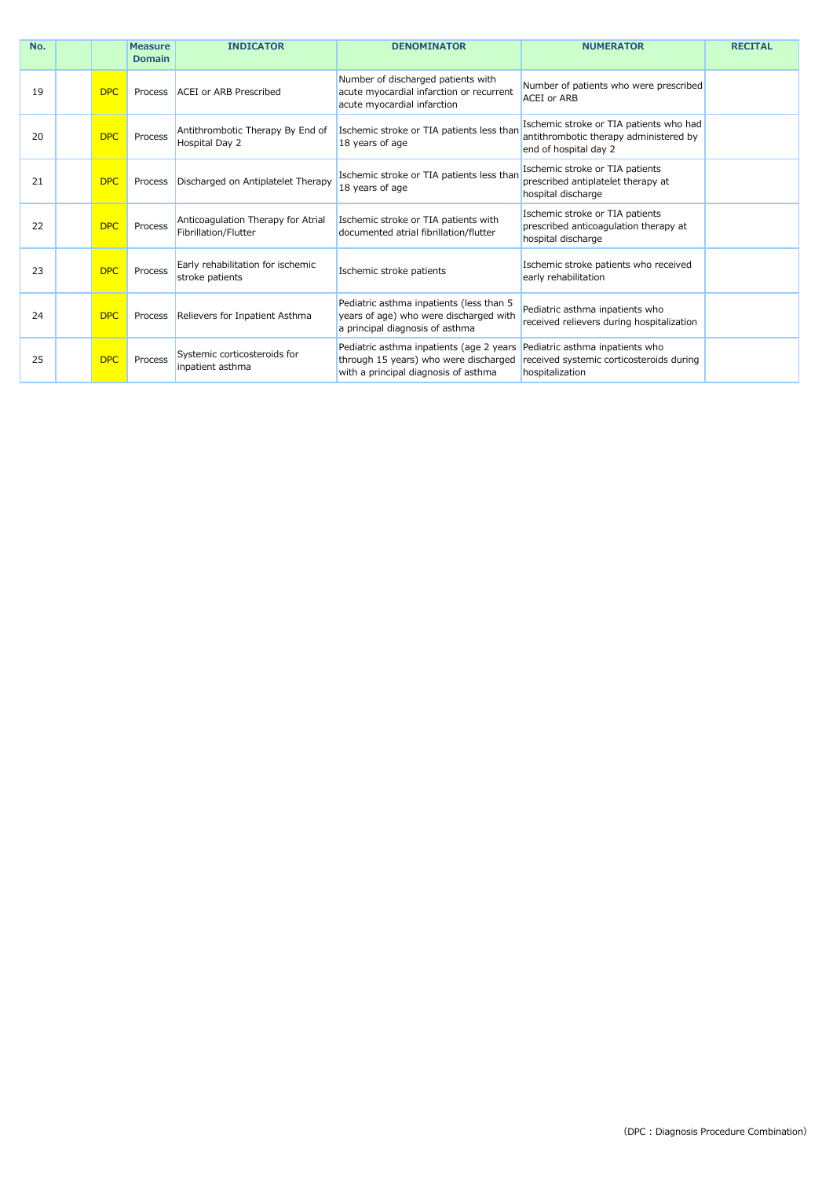| No. | | | Measure Domain | INDICATOR | DENOMINATOR | NUMERATOR | RECITAL |
|---|---|---|---|---|---|---|---|
| 19 | | DPC | Process | ACEI or ARB Prescribed | Number of discharged patients with acute myocardial infarction or recurrent acute myocardial infarction | Number of patients who were prescribed ACEI or ARB | |
| 20 | | DPC | Process | Antithrombotic Therapy By End of Hospital Day 2 | Ischemic stroke or TIA patients less than 18 years of age | Ischemic stroke or TIA patients who had antithrombotic therapy administered by end of hospital day 2 | |
| 21 | | DPC | Process | Discharged on Antiplatelet Therapy | Ischemic stroke or TIA patients less than 18 years of age | Ischemic stroke or TIA patients prescribed antiplatelet therapy at hospital discharge | |
| 22 | | DPC | Process | Anticoagulation Therapy for Atrial Fibrillation/Flutter | Ischemic stroke or TIA patients with documented atrial fibrillation/flutter | Ischemic stroke or TIA patients prescribed anticoagulation therapy at hospital discharge | |
| 23 | | DPC | Process | Early rehabilitation for ischemic stroke patients | Ischemic stroke patients | Ischemic stroke patients who received early rehabilitation | |
| 24 | | DPC | Process | Relievers for Inpatient Asthma | Pediatric asthma inpatients (less than 5 years of age) who were discharged with a principal diagnosis of asthma | Pediatric asthma inpatients who received relievers during hospitalization | |
| 25 | | DPC | Process | Systemic corticosteroids for inpatient asthma | Pediatric asthma inpatients (age 2 years through 15 years) who were discharged with a principal diagnosis of asthma | Pediatric asthma inpatients who received systemic corticosteroids during hospitalization | |

（DPC：Diagnosis Procedure Combination）